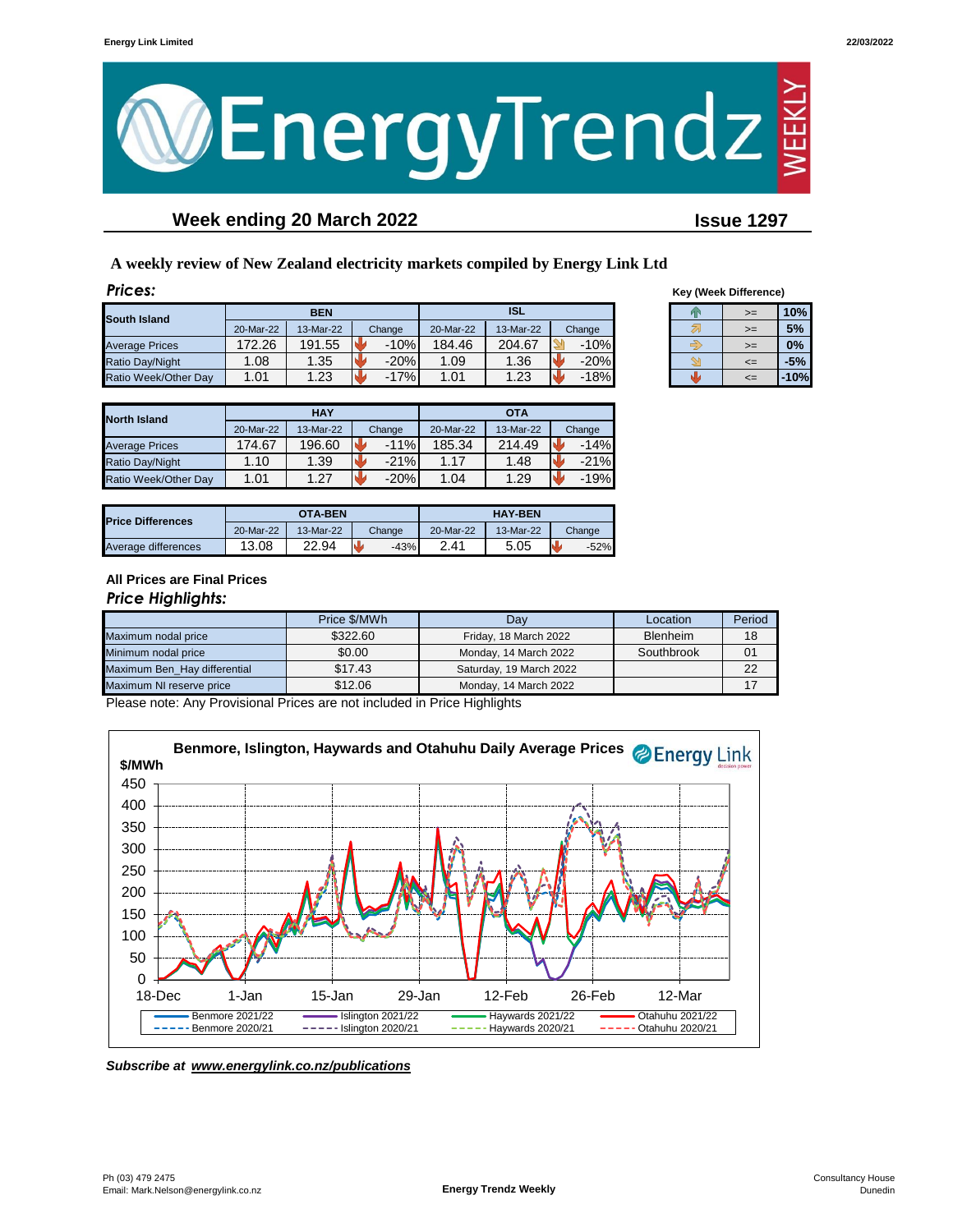Energy Link Limited 22/03/2022

# EnergyTrendz WEEKLY

## Week ending 20 March 2022 — Issue 1297

**A weekly review of New Zealand electricity markets compiled by Energy Link Ltd**

### *Prices:*

| South Island | BEN | | | ISL | | |
|---|---|---|---|---|---|---|
| | 20-Mar-22 | 13-Mar-22 | Change | 20-Mar-22 | 13-Mar-22 | Change |
| Average Prices | 172.26 | 191.55 | -10% | 184.46 | 204.67 | -10% |
| Ratio Day/Night | 1.08 | 1.35 | -20% | 1.09 | 1.36 | -20% |
| Ratio Week/Other Day | 1.01 | 1.23 | -17% | 1.01 | 1.23 | -18% |

**Key (Week Difference)**

| | | |
|---|---|---|
| ↑ | >= | 10% |
| ↗ | >= | 5% |
| → | >= | 0% |
| ↘ | <= | -5% |
| ↓ | <= | -10% |

| North Island | HAY | | | OTA | | |
|---|---|---|---|---|---|---|
| | 20-Mar-22 | 13-Mar-22 | Change | 20-Mar-22 | 13-Mar-22 | Change |
| Average Prices | 174.67 | 196.60 | -11% | 185.34 | 214.49 | -14% |
| Ratio Day/Night | 1.10 | 1.39 | -21% | 1.17 | 1.48 | -21% |
| Ratio Week/Other Day | 1.01 | 1.27 | -20% | 1.04 | 1.29 | -19% |

| Price Differences | OTA-BEN | | | HAY-BEN | | |
|---|---|---|---|---|---|---|
| | 20-Mar-22 | 13-Mar-22 | Change | 20-Mar-22 | 13-Mar-22 | Change |
| Average differences | 13.08 | 22.94 | -43% | 2.41 | 5.05 | -52% |

**All Prices are Final Prices**

### *Price Highlights:*

| | Price $/MWh | Day | Location | Period |
|---|---|---|---|---|
| Maximum nodal price | $322.60 | Friday, 18 March 2022 | Blenheim | 18 |
| Minimum nodal price | $0.00 | Monday, 14 March 2022 | Southbrook | 01 |
| Maximum Ben_Hay differential | $17.43 | Saturday, 19 March 2022 | | 22 |
| Maximum NI reserve price | $12.06 | Monday, 14 March 2022 | | 17 |

Please note: Any Provisional Prices are not included in Price Highlights

**Benmore, Islington, Haywards and Otahuhu Daily Average Prices**

*Subscribe at www.energylink.co.nz/publications*

Ph (03) 479 2475
Email: Mark.Nelson@energylink.co.nz

Energy Trendz Weekly

Consultancy House
Dunedin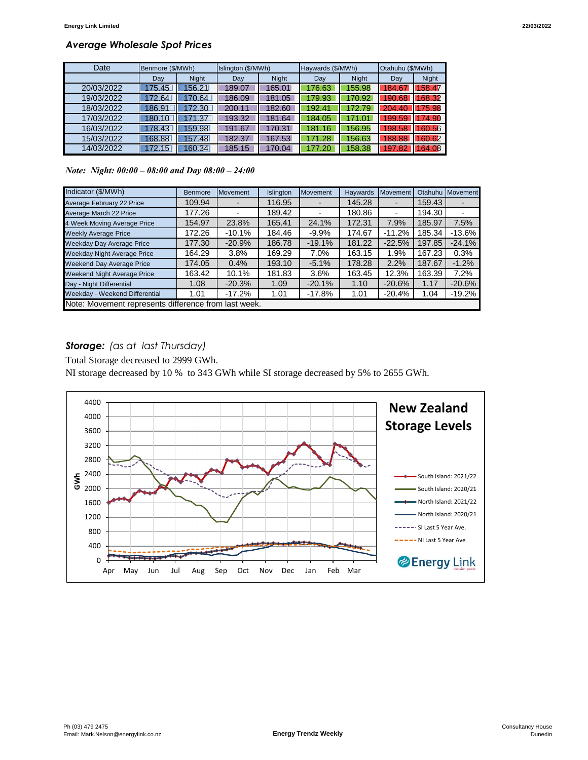## *Average Wholesale Spot Prices*

| Date | Benmore ($/MWh) | | Islington ($/MWh) | | Haywards ($/MWh) | | Otahuhu ($/MWh) | |
|---|---|---|---|---|---|---|---|---|
| | Day | Night | Day | Night | Day | Night | Day | Night |
| 20/03/2022 | 175.45 | 156.21 | 189.07 | 165.01 | 176.63 | 155.98 | 184.67 | 158.47 |
| 19/03/2022 | 172.64 | 170.64 | 186.09 | 181.05 | 179.93 | 170.92 | 190.68 | 168.32 |
| 18/03/2022 | 186.91 | 172.30 | 200.11 | 182.60 | 192.41 | 172.79 | 204.40 | 175.98 |
| 17/03/2022 | 180.10 | 171.37 | 193.32 | 181.64 | 184.05 | 171.01 | 199.59 | 174.90 |
| 16/03/2022 | 178.43 | 159.98 | 191.67 | 170.31 | 181.16 | 156.95 | 198.58 | 160.56 |
| 15/03/2022 | 168.88 | 157.48 | 182.37 | 167.53 | 171.28 | 156.63 | 188.88 | 160.62 |
| 14/03/2022 | 172.15 | 160.34 | 185.15 | 170.04 | 177.20 | 158.38 | 197.82 | 164.08 |

*Note: Night: 00:00 – 08:00 and Day 08:00 – 24:00*

| Indicator ($/MWh) | Benmore | Movement | Islington | Movement | Haywards | Movement | Otahuhu | Movement |
|---|---|---|---|---|---|---|---|---|
| Average February 22 Price | 109.94 | - | 116.95 | - | 145.28 | - | 159.43 | - |
| Average March 22 Price | 177.26 | - | 189.42 | - | 180.86 | - | 194.30 | - |
| 4 Week Moving Average Price | 154.97 | 23.8% | 165.41 | 24.1% | 172.31 | 7.9% | 185.97 | 7.5% |
| Weekly Average Price | 172.26 | -10.1% | 184.46 | -9.9% | 174.67 | -11.2% | 185.34 | -13.6% |
| Weekday Day Average Price | 177.30 | -20.9% | 186.78 | -19.1% | 181.22 | -22.5% | 197.85 | -24.1% |
| Weekday Night Average Price | 164.29 | 3.8% | 169.29 | 7.0% | 163.15 | 1.9% | 167.23 | 0.3% |
| Weekend Day Average Price | 174.05 | 0.4% | 193.10 | -5.1% | 178.28 | 2.2% | 187.67 | -1.2% |
| Weekend Night Average Price | 163.42 | 10.1% | 181.83 | 3.6% | 163.45 | 12.3% | 163.39 | 7.2% |
| Day - Night Differential | 1.08 | -20.3% | 1.09 | -20.1% | 1.10 | -20.6% | 1.17 | -20.6% |
| Weekday - Weekend Differential | 1.01 | -17.2% | 1.01 | -17.8% | 1.01 | -20.4% | 1.04 | -19.2% |
| Note: Movement represents difference from last week. | | | | | | | | |

### ***Storage:*** *(as at last Thursday)*

Total Storage decreased to 2999 GWh.

NI storage decreased by 10 % to 343 GWh while SI storage decreased by 5% to 2655 GWh.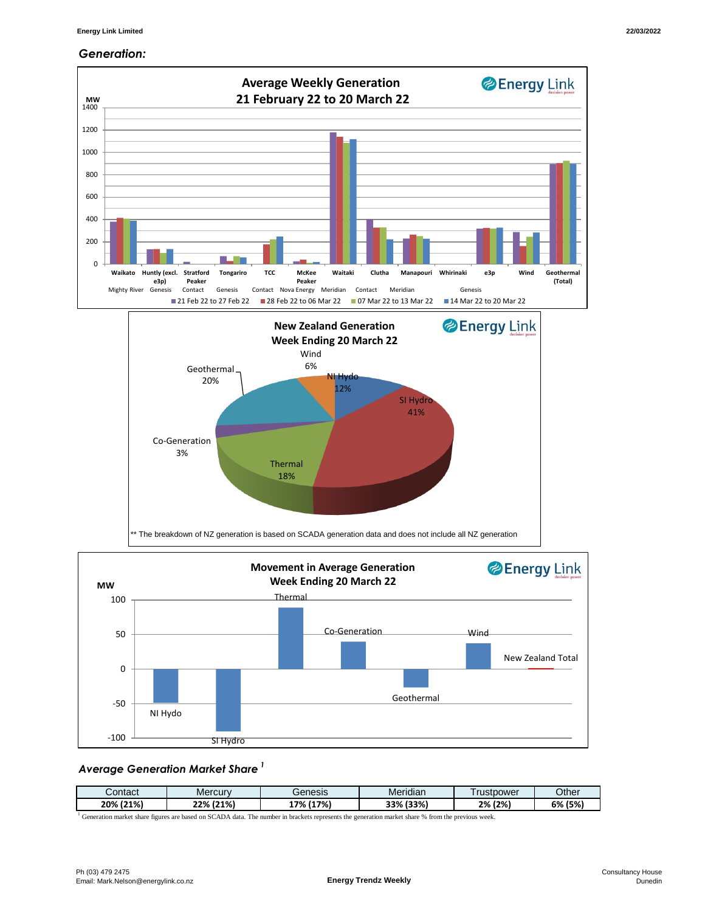## *Generation:*

**Average Weekly Generation**
**21 February 22 to 20 March 22**

(MW; series: 21 Feb 22 to 27 Feb 22; 28 Feb 22 to 06 Mar 22; 07 Mar 22 to 13 Mar 22; 14 Mar 22 to 20 Mar 22)

Waikato (Mighty River), Huntly (excl. e3p) (Genesis), Stratford Peaker (Contact), Tongariro (Genesis), TCC (Contact), McKee Peaker (Nova Energy), Waitaki (Meridian), Clutha (Contact), Manapouri (Meridian), Whirinaki, e3p (Genesis), Wind, Geothermal (Total)

**New Zealand Generation**
**Week Ending 20 March 22**

Wind 6%, NI Hydo 12%, SI Hydro 41%, Thermal 18%, Co-Generation 3%, Geothermal 20%

** The breakdown of NZ generation is based on SCADA generation data and does not include all NZ generation

**Movement in Average Generation**
**Week Ending 20 March 22**

(MW) NI Hydo, SI Hydro, Thermal, Co-Generation, Geothermal, Wind, New Zealand Total

### *Average Generation Market Share* [1]

| Contact | Mercury | Genesis | Meridian | Trustpower | Other |
|---|---|---|---|---|---|
| **20% (21%)** | **22% (21%)** | **17% (17%)** | **33% (33%)** | **2% (2%)** | **6% (5%)** |

[1] Generation market share figures are based on SCADA data. The number in brackets represents the generation market share % from the previous week.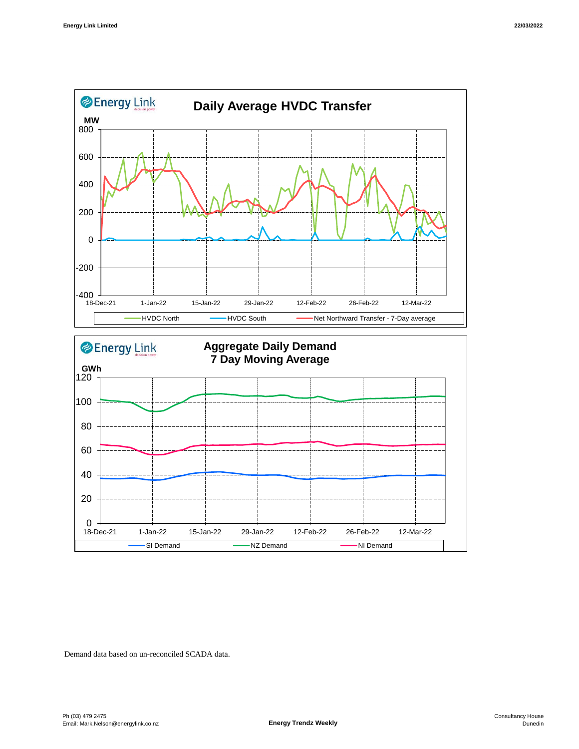## Daily Average HVDC Transfer

MW

HVDC North | HVDC South | Net Northward Transfer - 7-Day average

## Aggregate Daily Demand 7 Day Moving Average

GWh

SI Demand | NZ Demand | NI Demand

Demand data based on un-reconciled SCADA data.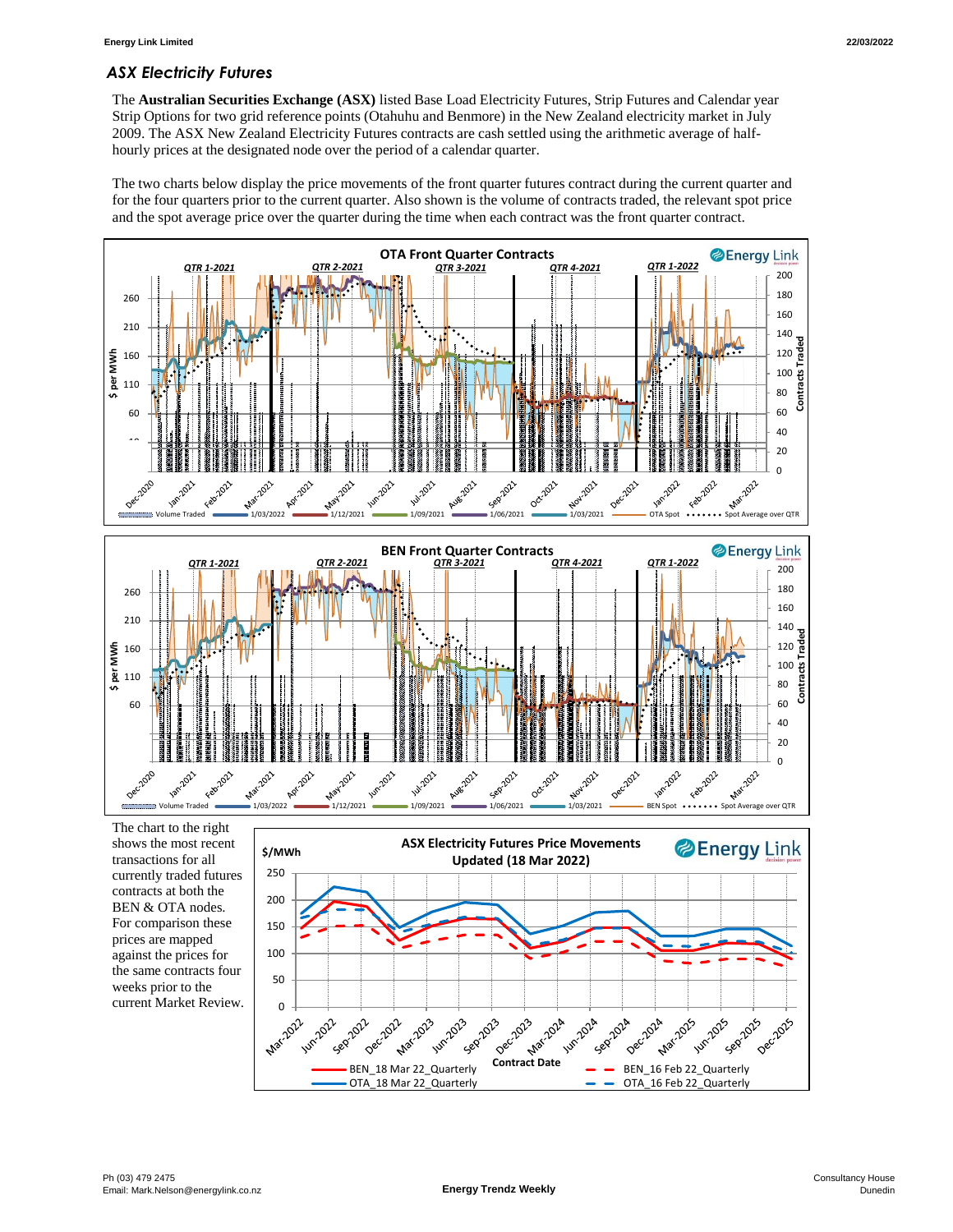## *ASX Electricity Futures*

The **Australian Securities Exchange (ASX)** listed Base Load Electricity Futures, Strip Futures and Calendar year Strip Options for two grid reference points (Otahuhu and Benmore) in the New Zealand electricity market in July 2009. The ASX New Zealand Electricity Futures contracts are cash settled using the arithmetic average of half-hourly prices at the designated node over the period of a calendar quarter.

The two charts below display the price movements of the front quarter futures contract during the current quarter and for the four quarters prior to the current quarter. Also shown is the volume of contracts traded, the relevant spot price and the spot average price over the quarter during the time when each contract was the front quarter contract.

The chart to the right shows the most recent transactions for all currently traded futures contracts at both the BEN & OTA nodes. For comparison these prices are mapped against the prices for the same contracts four weeks prior to the current Market Review.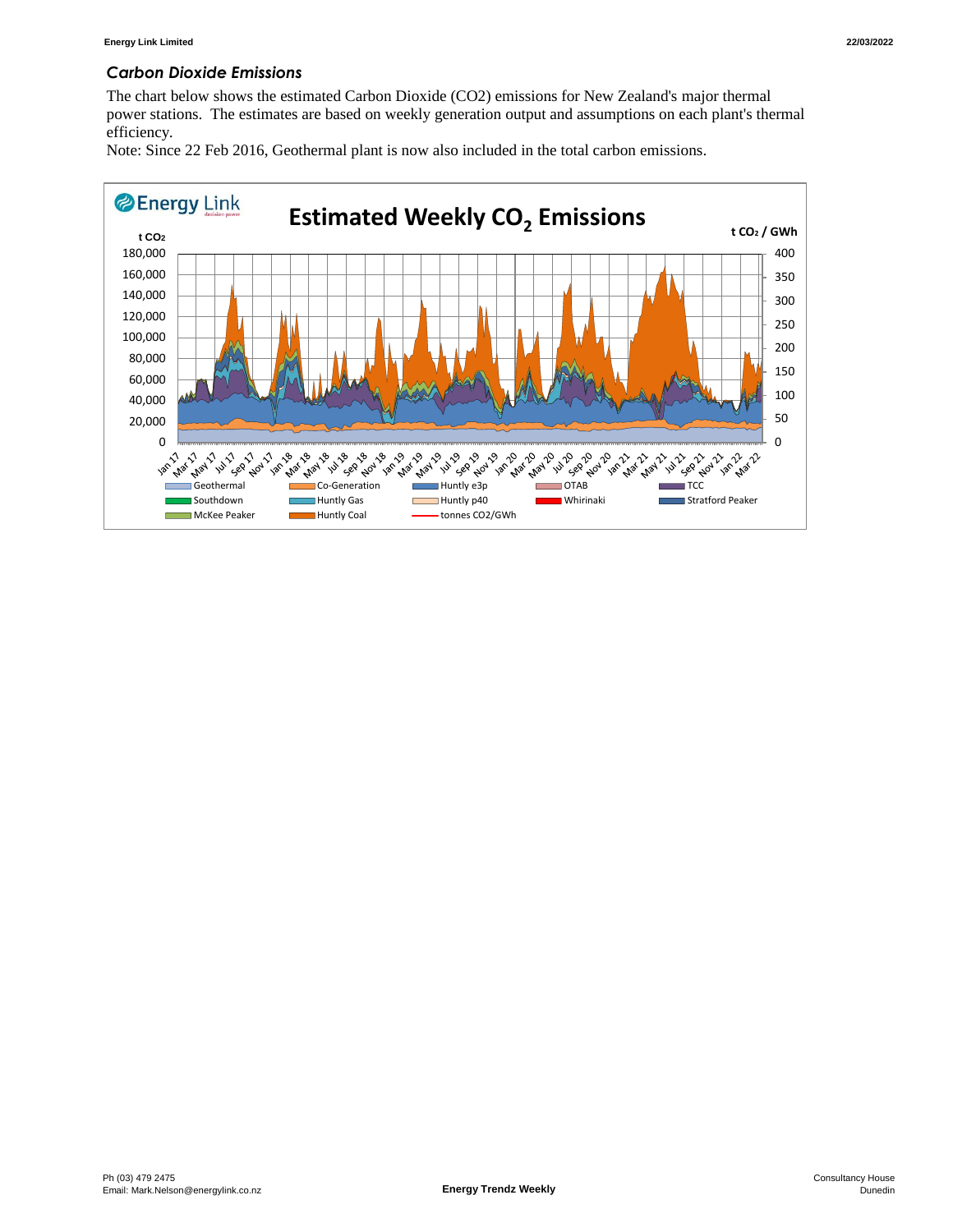### *Carbon Dioxide Emissions*

The chart below shows the estimated Carbon Dioxide (CO2) emissions for New Zealand's major thermal power stations. The estimates are based on weekly generation output and assumptions on each plant's thermal efficiency.

Note: Since 22 Feb 2016, Geothermal plant is now also included in the total carbon emissions.

Energy Link decision power

Estimated Weekly $CO_2$ Emissions

t $CO_2$

180,000
160,000
140,000
120,000
100,000
80,000
60,000
40,000
20,000
0

t $CO_2$ / GWh

400
350
300
250
200
150
100
50
0

Jan 17, Mar 17, May 17, Jul 17, Sep 17, Nov 17, Jan 18, Mar 18, May 18, Jul 18, Sep 18, Nov 18, Jan 19, Mar 19, May 19, Jul 19, Sep 19, Nov 19, Jan 20, Mar 20, May 20, Jul 20, Sep 20, Nov 20, Jan 21, Mar 21, May 21, Jul 21, Sep 21, Nov 21, Jan 22, Mar 22

Geothermal
Co-Generation
Huntly e3p
OTAB
TCC
Southdown
Huntly Gas
Huntly p40
Whirinaki
Stratford Peaker
McKee Peaker
Huntly Coal
tonnes CO2/GWh